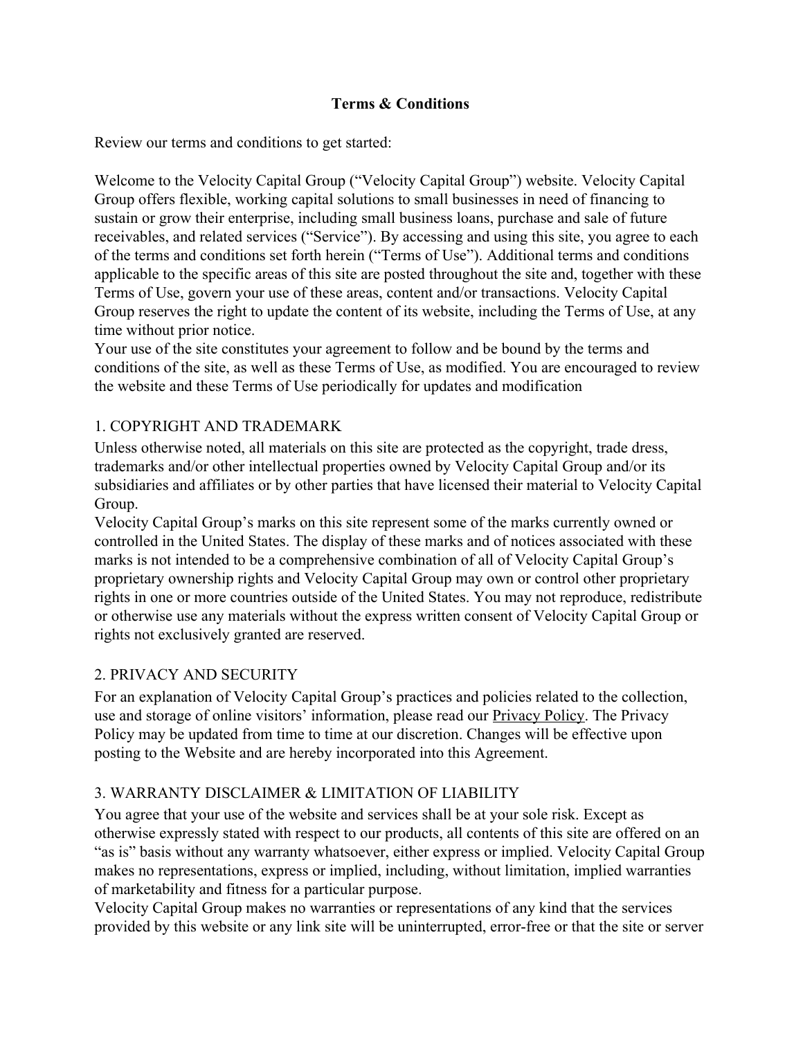# Terms & Conditions

Review our terms and conditions to get started:

Welcome to the Velocity Capital Group (“Velocity Capital Group”) website. Velocity Capital Group offers flexible, working capital solutions to small businesses in need of financing to sustain or grow their enterprise, including small business loans, purchase and sale of future receivables, and related services (“Service”). By accessing and using this site, you agree to each of the terms and conditions set forth herein (“Terms of Use”). Additional terms and conditions applicable to the specific areas of this site are posted throughout the site and, together with these Terms of Use, govern your use of these areas, content and/or transactions. Velocity Capital Group reserves the right to update the content of its website, including the Terms of Use, at any time without prior notice.
Your use of the site constitutes your agreement to follow and be bound by the terms and conditions of the site, as well as these Terms of Use, as modified. You are encouraged to review the website and these Terms of Use periodically for updates and modification

## 1. COPYRIGHT AND TRADEMARK

Unless otherwise noted, all materials on this site are protected as the copyright, trade dress, trademarks and/or other intellectual properties owned by Velocity Capital Group and/or its subsidiaries and affiliates or by other parties that have licensed their material to Velocity Capital Group.
Velocity Capital Group’s marks on this site represent some of the marks currently owned or controlled in the United States. The display of these marks and of notices associated with these marks is not intended to be a comprehensive combination of all of Velocity Capital Group’s proprietary ownership rights and Velocity Capital Group may own or control other proprietary rights in one or more countries outside of the United States. You may not reproduce, redistribute or otherwise use any materials without the express written consent of Velocity Capital Group or rights not exclusively granted are reserved.

## 2. PRIVACY AND SECURITY

For an explanation of Velocity Capital Group’s practices and policies related to the collection, use and storage of online visitors’ information, please read our Privacy Policy. The Privacy Policy may be updated from time to time at our discretion. Changes will be effective upon posting to the Website and are hereby incorporated into this Agreement.

## 3. WARRANTY DISCLAIMER & LIMITATION OF LIABILITY

You agree that your use of the website and services shall be at your sole risk. Except as otherwise expressly stated with respect to our products, all contents of this site are offered on an “as is” basis without any warranty whatsoever, either express or implied. Velocity Capital Group makes no representations, express or implied, including, without limitation, implied warranties of marketability and fitness for a particular purpose.
Velocity Capital Group makes no warranties or representations of any kind that the services provided by this website or any link site will be uninterrupted, error-free or that the site or server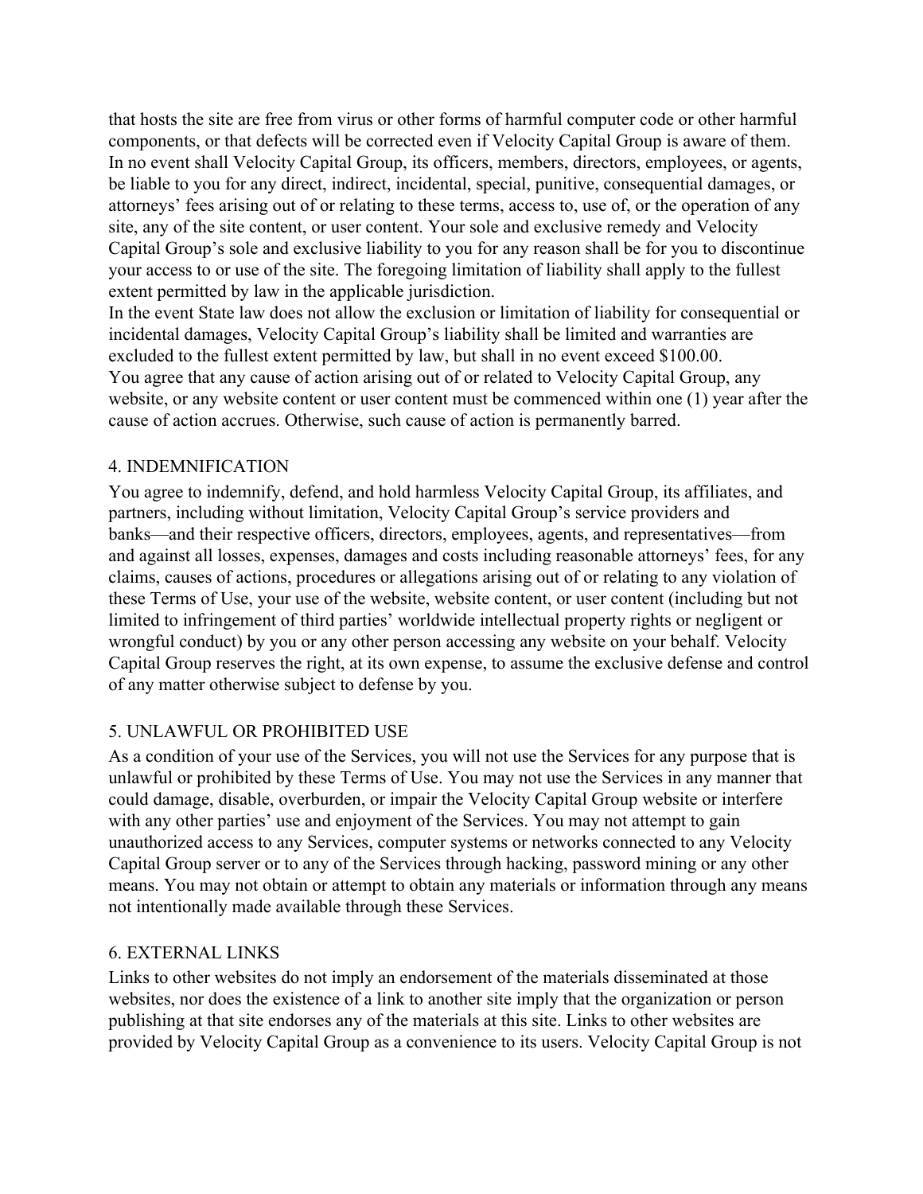that hosts the site are free from virus or other forms of harmful computer code or other harmful components, or that defects will be corrected even if Velocity Capital Group is aware of them. In no event shall Velocity Capital Group, its officers, members, directors, employees, or agents, be liable to you for any direct, indirect, incidental, special, punitive, consequential damages, or attorneys' fees arising out of or relating to these terms, access to, use of, or the operation of any site, any of the site content, or user content. Your sole and exclusive remedy and Velocity Capital Group's sole and exclusive liability to you for any reason shall be for you to discontinue your access to or use of the site. The foregoing limitation of liability shall apply to the fullest extent permitted by law in the applicable jurisdiction.

In the event State law does not allow the exclusion or limitation of liability for consequential or incidental damages, Velocity Capital Group's liability shall be limited and warranties are excluded to the fullest extent permitted by law, but shall in no event exceed $100.00.

You agree that any cause of action arising out of or related to Velocity Capital Group, any website, or any website content or user content must be commenced within one (1) year after the cause of action accrues. Otherwise, such cause of action is permanently barred.

## 4. INDEMNIFICATION

You agree to indemnify, defend, and hold harmless Velocity Capital Group, its affiliates, and partners, including without limitation, Velocity Capital Group's service providers and banks—and their respective officers, directors, employees, agents, and representatives—from and against all losses, expenses, damages and costs including reasonable attorneys' fees, for any claims, causes of actions, procedures or allegations arising out of or relating to any violation of these Terms of Use, your use of the website, website content, or user content (including but not limited to infringement of third parties' worldwide intellectual property rights or negligent or wrongful conduct) by you or any other person accessing any website on your behalf. Velocity Capital Group reserves the right, at its own expense, to assume the exclusive defense and control of any matter otherwise subject to defense by you.

## 5. UNLAWFUL OR PROHIBITED USE

As a condition of your use of the Services, you will not use the Services for any purpose that is unlawful or prohibited by these Terms of Use. You may not use the Services in any manner that could damage, disable, overburden, or impair the Velocity Capital Group website or interfere with any other parties' use and enjoyment of the Services. You may not attempt to gain unauthorized access to any Services, computer systems or networks connected to any Velocity Capital Group server or to any of the Services through hacking, password mining or any other means. You may not obtain or attempt to obtain any materials or information through any means not intentionally made available through these Services.

## 6. EXTERNAL LINKS

Links to other websites do not imply an endorsement of the materials disseminated at those websites, nor does the existence of a link to another site imply that the organization or person publishing at that site endorses any of the materials at this site. Links to other websites are provided by Velocity Capital Group as a convenience to its users. Velocity Capital Group is not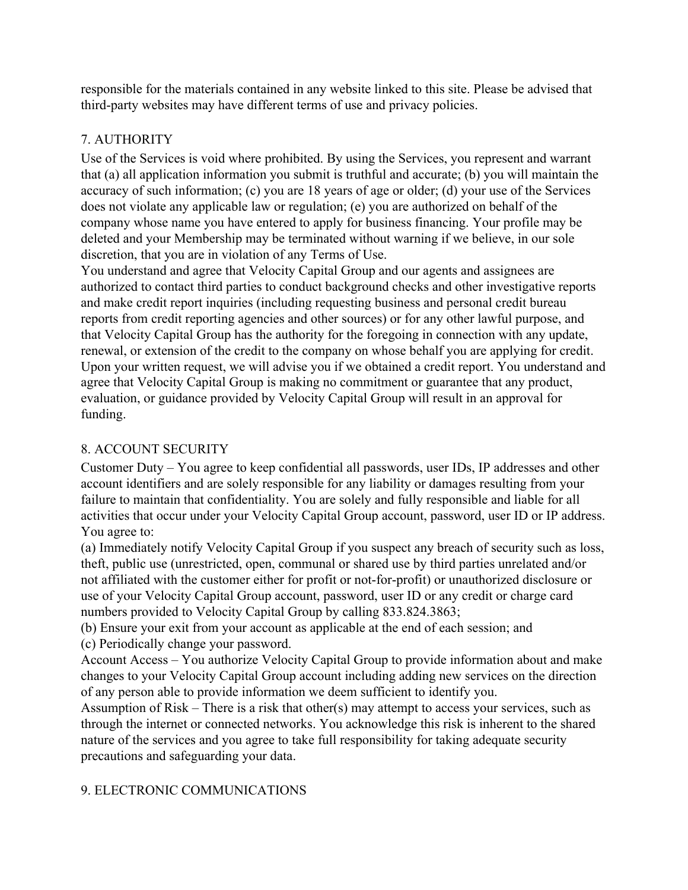responsible for the materials contained in any website linked to this site. Please be advised that third-party websites may have different terms of use and privacy policies.

## 7. AUTHORITY

Use of the Services is void where prohibited. By using the Services, you represent and warrant that (a) all application information you submit is truthful and accurate; (b) you will maintain the accuracy of such information; (c) you are 18 years of age or older; (d) your use of the Services does not violate any applicable law or regulation; (e) you are authorized on behalf of the company whose name you have entered to apply for business financing. Your profile may be deleted and your Membership may be terminated without warning if we believe, in our sole discretion, that you are in violation of any Terms of Use.

You understand and agree that Velocity Capital Group and our agents and assignees are authorized to contact third parties to conduct background checks and other investigative reports and make credit report inquiries (including requesting business and personal credit bureau reports from credit reporting agencies and other sources) or for any other lawful purpose, and that Velocity Capital Group has the authority for the foregoing in connection with any update, renewal, or extension of the credit to the company on whose behalf you are applying for credit. Upon your written request, we will advise you if we obtained a credit report. You understand and agree that Velocity Capital Group is making no commitment or guarantee that any product, evaluation, or guidance provided by Velocity Capital Group will result in an approval for funding.

## 8. ACCOUNT SECURITY

Customer Duty – You agree to keep confidential all passwords, user IDs, IP addresses and other account identifiers and are solely responsible for any liability or damages resulting from your failure to maintain that confidentiality. You are solely and fully responsible and liable for all activities that occur under your Velocity Capital Group account, password, user ID or IP address. You agree to:

(a) Immediately notify Velocity Capital Group if you suspect any breach of security such as loss, theft, public use (unrestricted, open, communal or shared use by third parties unrelated and/or not affiliated with the customer either for profit or not-for-profit) or unauthorized disclosure or use of your Velocity Capital Group account, password, user ID or any credit or charge card numbers provided to Velocity Capital Group by calling 833.824.3863;

(b) Ensure your exit from your account as applicable at the end of each session; and

(c) Periodically change your password.

Account Access – You authorize Velocity Capital Group to provide information about and make changes to your Velocity Capital Group account including adding new services on the direction of any person able to provide information we deem sufficient to identify you.

Assumption of Risk – There is a risk that other(s) may attempt to access your services, such as through the internet or connected networks. You acknowledge this risk is inherent to the shared nature of the services and you agree to take full responsibility for taking adequate security precautions and safeguarding your data.

## 9. ELECTRONIC COMMUNICATIONS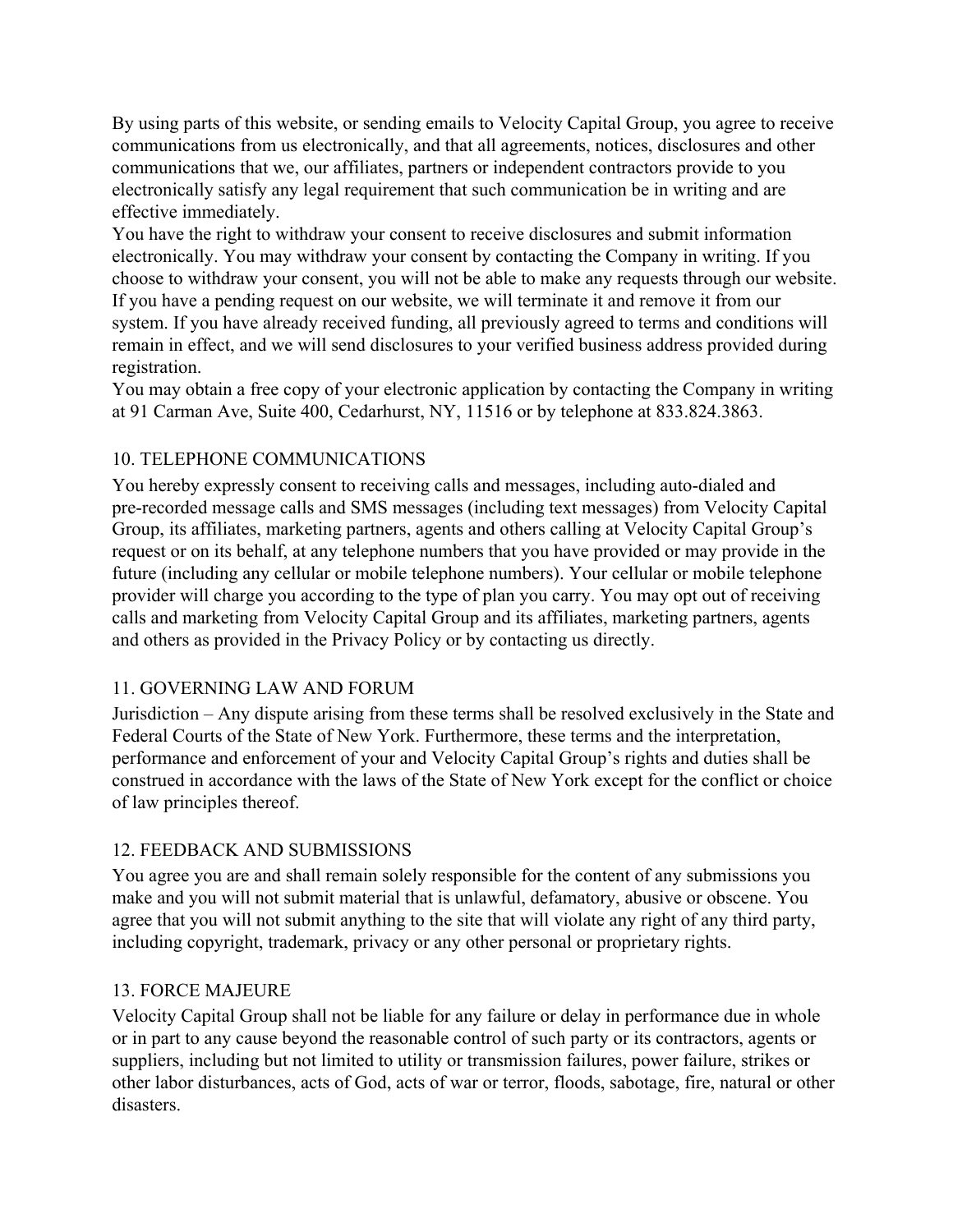By using parts of this website, or sending emails to Velocity Capital Group, you agree to receive communications from us electronically, and that all agreements, notices, disclosures and other communications that we, our affiliates, partners or independent contractors provide to you electronically satisfy any legal requirement that such communication be in writing and are effective immediately.

You have the right to withdraw your consent to receive disclosures and submit information electronically. You may withdraw your consent by contacting the Company in writing. If you choose to withdraw your consent, you will not be able to make any requests through our website. If you have a pending request on our website, we will terminate it and remove it from our system. If you have already received funding, all previously agreed to terms and conditions will remain in effect, and we will send disclosures to your verified business address provided during registration.

You may obtain a free copy of your electronic application by contacting the Company in writing at 91 Carman Ave, Suite 400, Cedarhurst, NY, 11516 or by telephone at 833.824.3863.

## 10. TELEPHONE COMMUNICATIONS

You hereby expressly consent to receiving calls and messages, including auto-dialed and pre-recorded message calls and SMS messages (including text messages) from Velocity Capital Group, its affiliates, marketing partners, agents and others calling at Velocity Capital Group's request or on its behalf, at any telephone numbers that you have provided or may provide in the future (including any cellular or mobile telephone numbers). Your cellular or mobile telephone provider will charge you according to the type of plan you carry. You may opt out of receiving calls and marketing from Velocity Capital Group and its affiliates, marketing partners, agents and others as provided in the Privacy Policy or by contacting us directly.

## 11. GOVERNING LAW AND FORUM

Jurisdiction – Any dispute arising from these terms shall be resolved exclusively in the State and Federal Courts of the State of New York. Furthermore, these terms and the interpretation, performance and enforcement of your and Velocity Capital Group's rights and duties shall be construed in accordance with the laws of the State of New York except for the conflict or choice of law principles thereof.

## 12. FEEDBACK AND SUBMISSIONS

You agree you are and shall remain solely responsible for the content of any submissions you make and you will not submit material that is unlawful, defamatory, abusive or obscene. You agree that you will not submit anything to the site that will violate any right of any third party, including copyright, trademark, privacy or any other personal or proprietary rights.

## 13. FORCE MAJEURE

Velocity Capital Group shall not be liable for any failure or delay in performance due in whole or in part to any cause beyond the reasonable control of such party or its contractors, agents or suppliers, including but not limited to utility or transmission failures, power failure, strikes or other labor disturbances, acts of God, acts of war or terror, floods, sabotage, fire, natural or other disasters.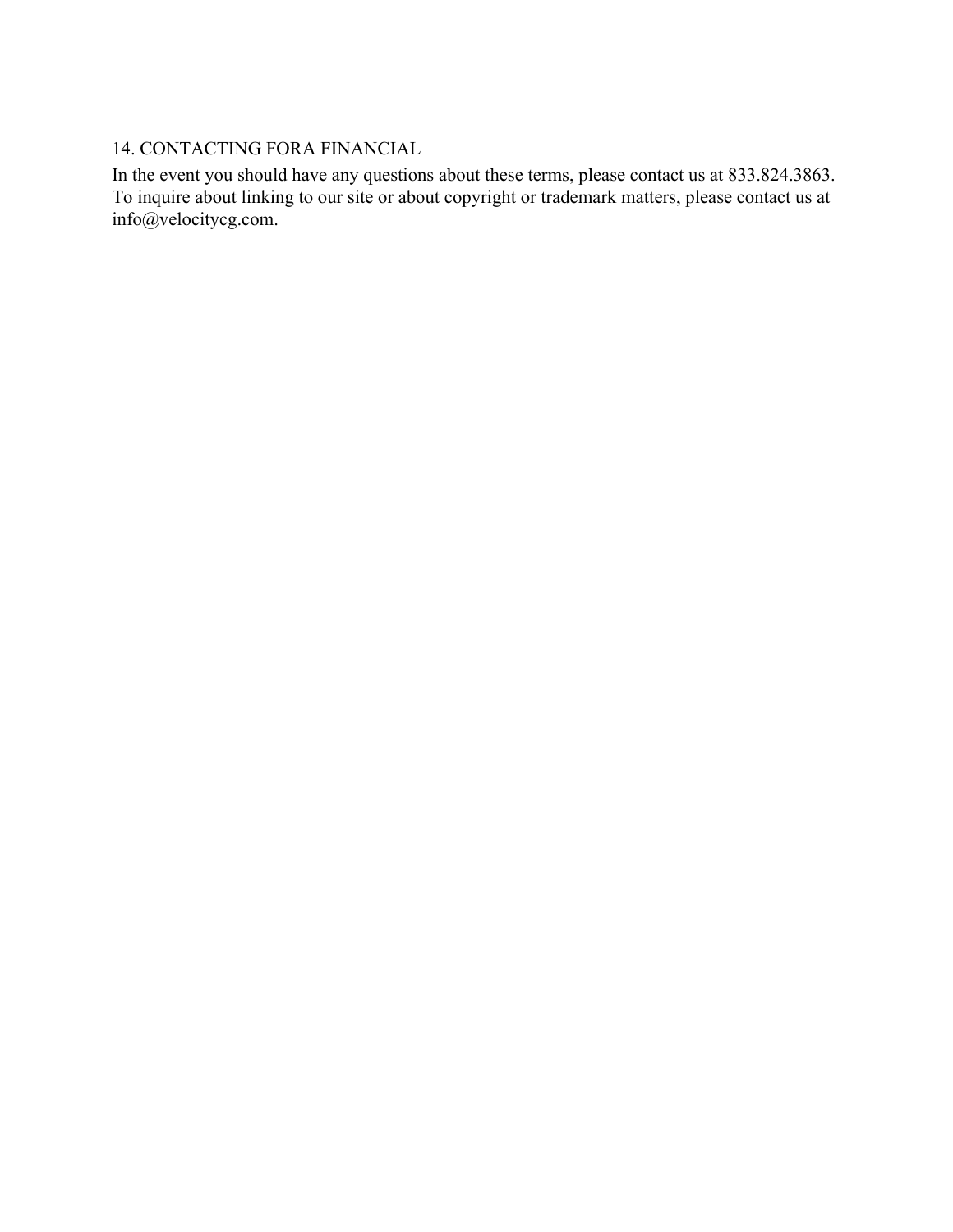## 14. CONTACTING FORA FINANCIAL

In the event you should have any questions about these terms, please contact us at 833.824.3863. To inquire about linking to our site or about copyright or trademark matters, please contact us at info@velocitycg.com.